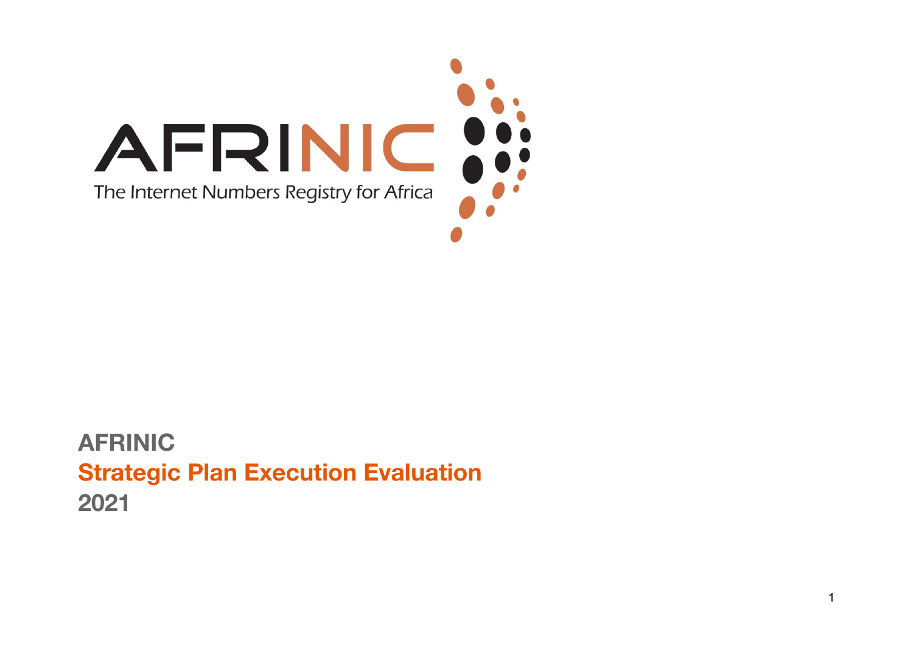AFRINIC

The Internet Numbers Registry for Africa

# AFRINIC
## Strategic Plan Execution Evaluation
## 2021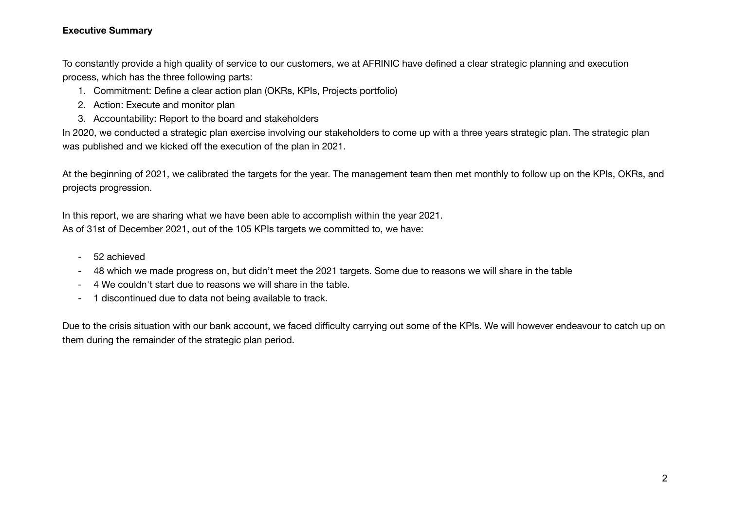**Executive Summary**

To constantly provide a high quality of service to our customers, we at AFRINIC have defined a clear strategic planning and execution process, which has the three following parts:

1. Commitment: Define a clear action plan (OKRs, KPIs, Projects portfolio)
2. Action: Execute and monitor plan
3. Accountability: Report to the board and stakeholders

In 2020, we conducted a strategic plan exercise involving our stakeholders to come up with a three years strategic plan. The strategic plan was published and we kicked off the execution of the plan in 2021.

At the beginning of 2021, we calibrated the targets for the year. The management team then met monthly to follow up on the KPIs, OKRs, and projects progression.

In this report, we are sharing what we have been able to accomplish within the year 2021.
As of 31st of December 2021, out of the 105 KPIs targets we committed to, we have:

- 52 achieved
- 48 which we made progress on, but didn't meet the 2021 targets. Some due to reasons we will share in the table
- 4 We couldn't start due to reasons we will share in the table.
- 1 discontinued due to data not being available to track.

Due to the crisis situation with our bank account, we faced difficulty carrying out some of the KPIs. We will however endeavour to catch up on them during the remainder of the strategic plan period.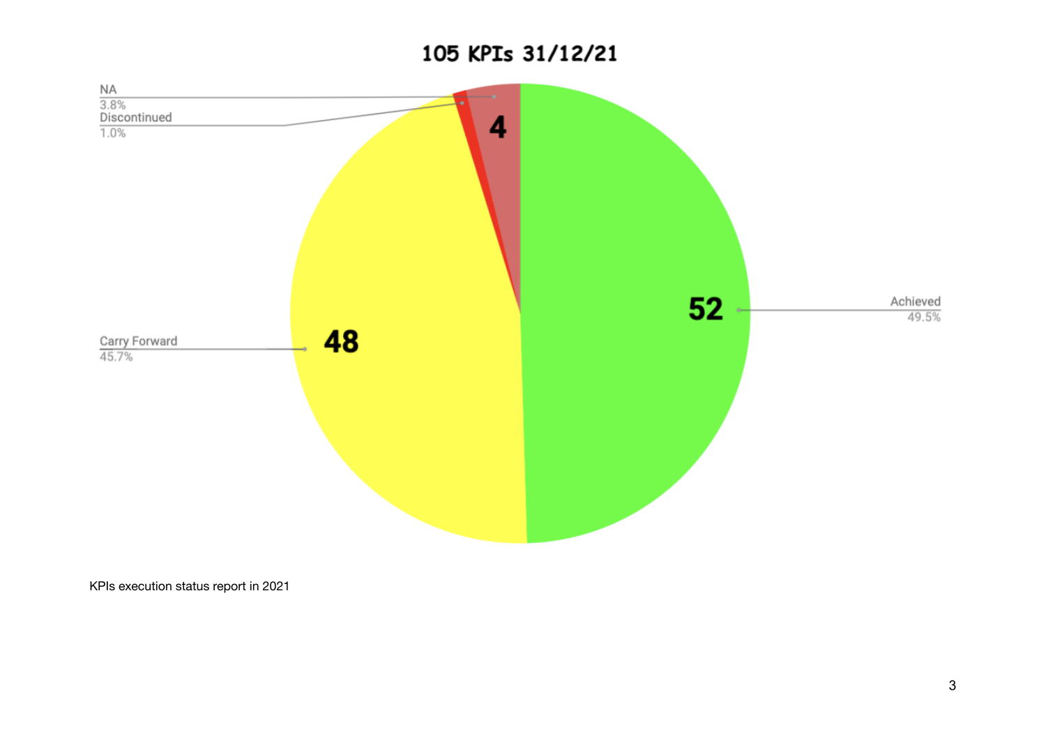**105 KPIs 31/12/21**

| Status | Count | Percentage |
|---|---|---|
| Achieved | 52 | 49.5% |
| Carry Forward | 48 | 45.7% |
| NA | 4 | 3.8% |
| Discontinued | | 1.0% |

KPIs execution status report in 2021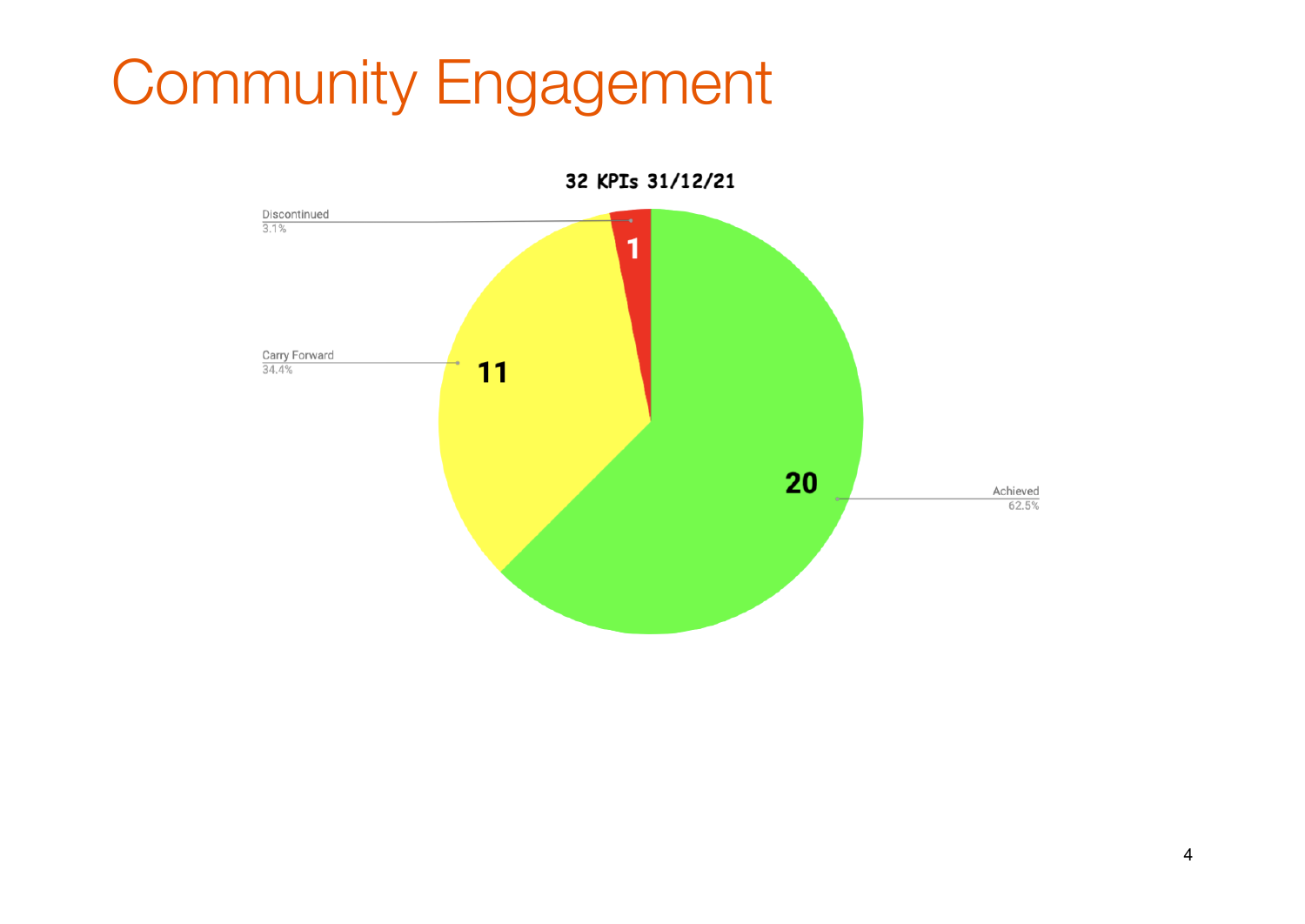# Community Engagement

32 KPIs 31/12/21

| Status | KPIs | Percentage |
| --- | --- | --- |
| Achieved | 20 | 62.5% |
| Carry Forward | 11 | 34.4% |
| Discontinued | 1 | 3.1% |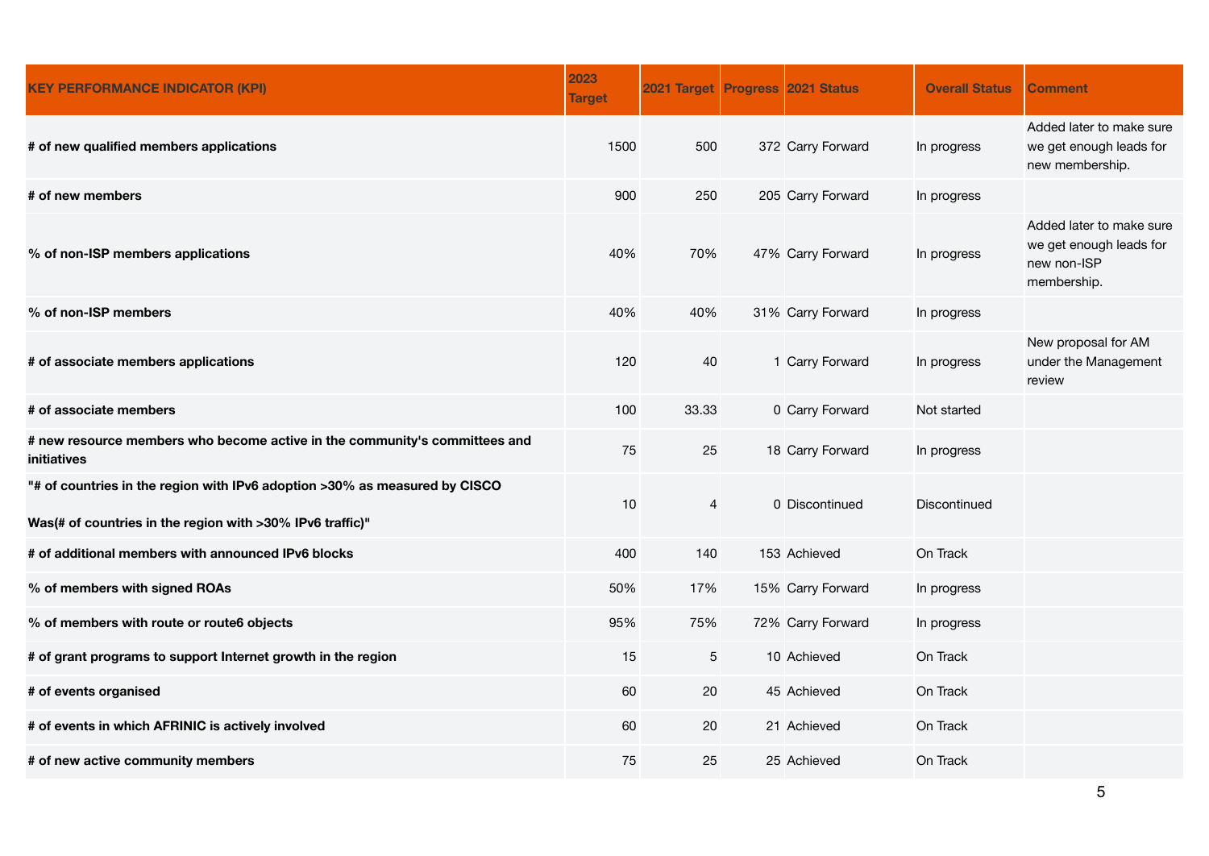| KEY PERFORMANCE INDICATOR (KPI) | 2023 Target | 2021 Target | Progress | 2021 Status | Overall Status | Comment |
|---|---|---|---|---|---|---|
| # of new qualified members applications | 1500 | 500 | 372 | Carry Forward | In progress | Added later to make sure we get enough leads for new membership. |
| # of new members | 900 | 250 | 205 | Carry Forward | In progress | |
| % of non-ISP members applications | 40% | 70% | 47% | Carry Forward | In progress | Added later to make sure we get enough leads for new non-ISP membership. |
| % of non-ISP members | 40% | 40% | 31% | Carry Forward | In progress | |
| # of associate members applications | 120 | 40 | 1 | Carry Forward | In progress | New proposal for AM under the Management review |
| # of associate members | 100 | 33.33 | 0 | Carry Forward | Not started | |
| # new resource members who become active in the community's committees and initiatives | 75 | 25 | 18 | Carry Forward | In progress | |
| "# of countries in the region with IPv6 adoption >30% as measured by CISCO<br><br>Was(# of countries in the region with >30% IPv6 traffic)" | 10 | 4 | 0 | Discontinued | Discontinued | |
| # of additional members with announced IPv6 blocks | 400 | 140 | 153 | Achieved | On Track | |
| % of members with signed ROAs | 50% | 17% | 15% | Carry Forward | In progress | |
| % of members with route or route6 objects | 95% | 75% | 72% | Carry Forward | In progress | |
| # of grant programs to support Internet growth in the region | 15 | 5 | 10 | Achieved | On Track | |
| # of events organised | 60 | 20 | 45 | Achieved | On Track | |
| # of events in which AFRINIC is actively involved | 60 | 20 | 21 | Achieved | On Track | |
| # of new active community members | 75 | 25 | 25 | Achieved | On Track | |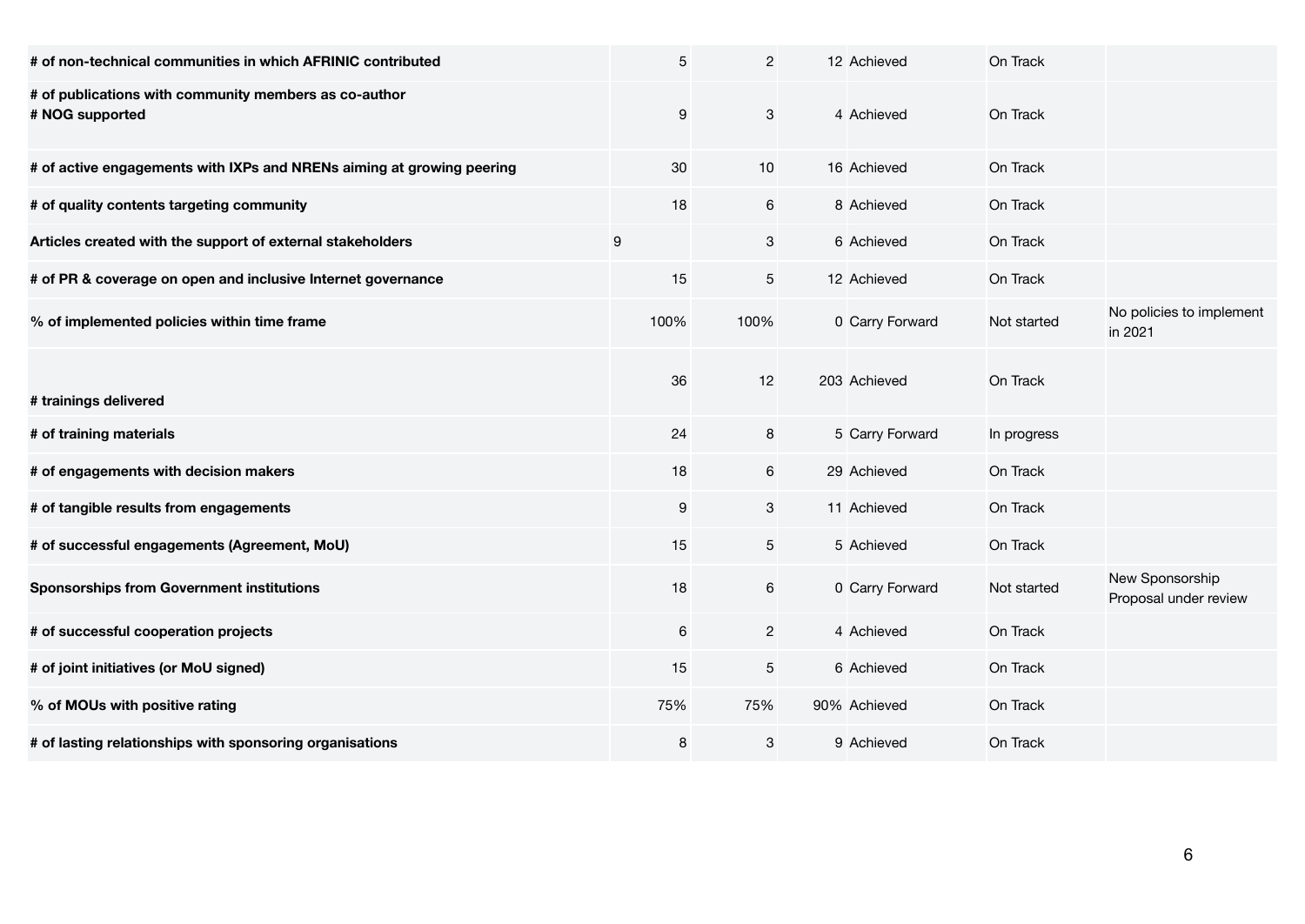| | | | | | | |
|---|---|---|---|---|---|---|
| **# of non-technical communities in which AFRINIC contributed** | 5 | 2 | 12 | Achieved | On Track | |
| **# of publications with community members as co-author**<br>**# NOG supported** | 9 | 3 | 4 | Achieved | On Track | |
| **# of active engagements with IXPs and NRENs aiming at growing peering** | 30 | 10 | 16 | Achieved | On Track | |
| **# of quality contents targeting community** | 18 | 6 | 8 | Achieved | On Track | |
| **Articles created with the support of external stakeholders** | 9 | 3 | 6 | Achieved | On Track | |
| **# of PR & coverage on open and inclusive Internet governance** | 15 | 5 | 12 | Achieved | On Track | |
| **% of implemented policies within time frame** | 100% | 100% | 0 | Carry Forward | Not started | No policies to implement in 2021 |
| **# trainings delivered** | 36 | 12 | 203 | Achieved | On Track | |
| **# of training materials** | 24 | 8 | 5 | Carry Forward | In progress | |
| **# of engagements with decision makers** | 18 | 6 | 29 | Achieved | On Track | |
| **# of tangible results from engagements** | 9 | 3 | 11 | Achieved | On Track | |
| **# of successful engagements (Agreement, MoU)** | 15 | 5 | 5 | Achieved | On Track | |
| **Sponsorships from Government institutions** | 18 | 6 | 0 | Carry Forward | Not started | New Sponsorship Proposal under review |
| **# of successful cooperation projects** | 6 | 2 | 4 | Achieved | On Track | |
| **# of joint initiatives (or MoU signed)** | 15 | 5 | 6 | Achieved | On Track | |
| **% of MOUs with positive rating** | 75% | 75% | 90% | Achieved | On Track | |
| **# of lasting relationships with sponsoring organisations** | 8 | 3 | 9 | Achieved | On Track | |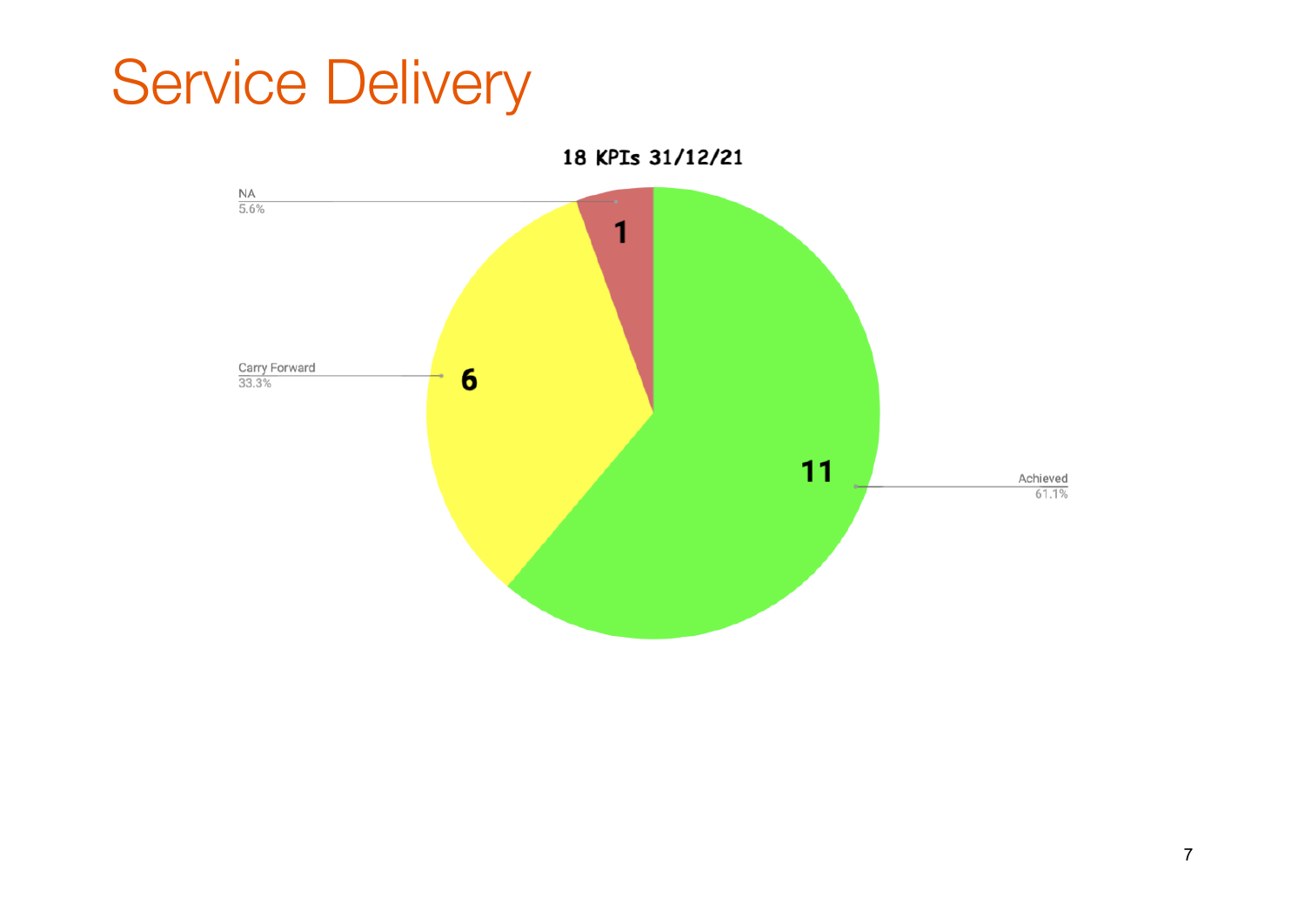# Service Delivery

**18 KPIs 31/12/21**

| Category | Count | Percentage |
|---|---|---|
| Achieved | 11 | 61.1% |
| Carry Forward | 6 | 33.3% |
| NA | 1 | 5.6% |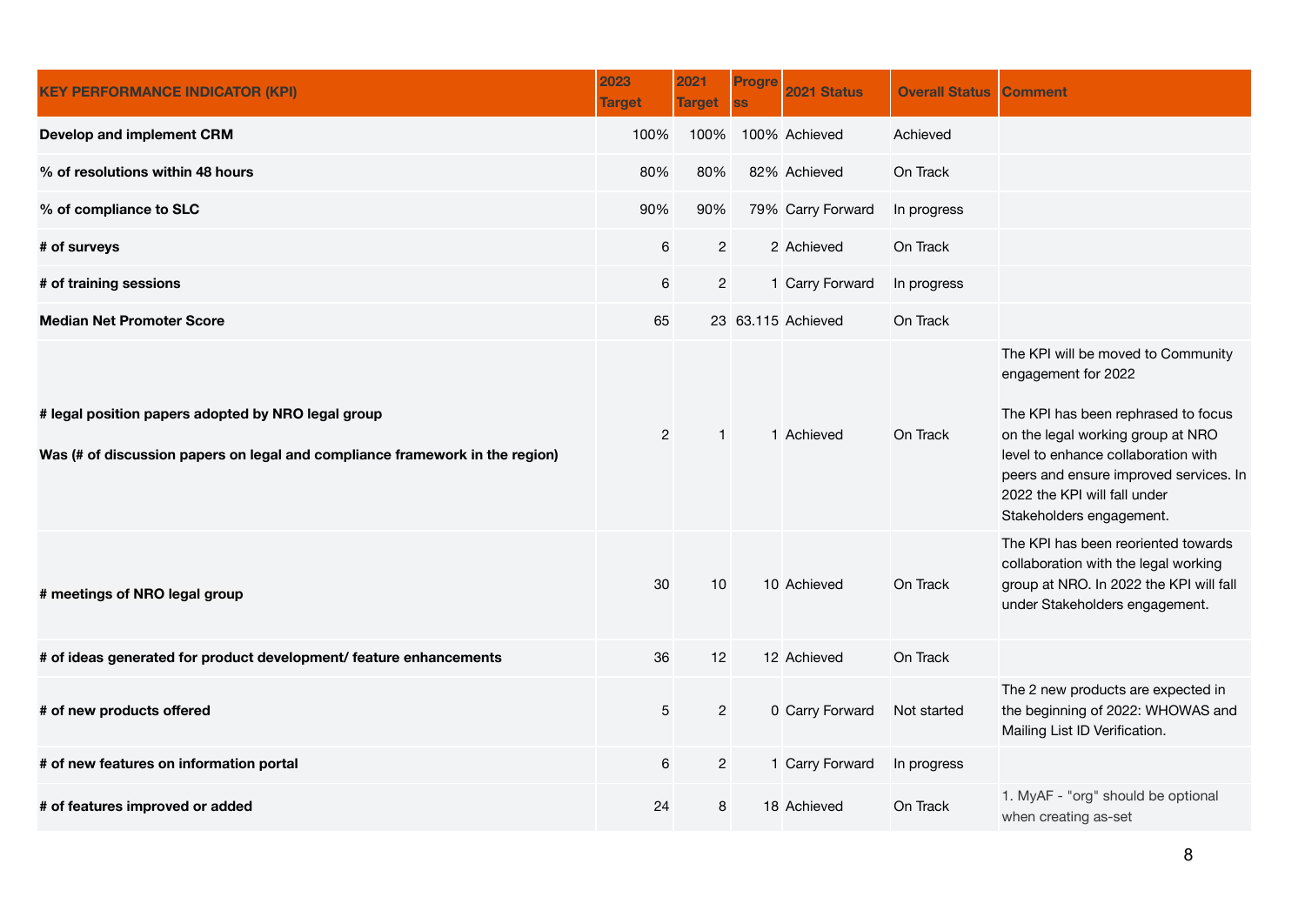| KEY PERFORMANCE INDICATOR (KPI) | 2023 Target | 2021 Target | Progress | 2021 Status | Overall Status | Comment |
|---|---|---|---|---|---|---|
| **Develop and implement CRM** | 100% | 100% | 100% | Achieved | Achieved | |
| **% of resolutions within 48 hours** | 80% | 80% | 82% | Achieved | On Track | |
| **% of compliance to SLC** | 90% | 90% | 79% | Carry Forward | In progress | |
| **# of surveys** | 6 | 2 | 2 | Achieved | On Track | |
| **# of training sessions** | 6 | 2 | 1 | Carry Forward | In progress | |
| **Median Net Promoter Score** | 65 | 23 | 63.115 | Achieved | On Track | |
| **# legal position papers adopted by NRO legal group** <br><br> **Was (# of discussion papers on legal and compliance framework in the region)** | 2 | 1 | 1 | Achieved | On Track | The KPI will be moved to Community engagement for 2022 <br><br> The KPI has been rephrased to focus on the legal working group at NRO level to enhance collaboration with peers and ensure improved services. In 2022 the KPI will fall under Stakeholders engagement. |
| **# meetings of NRO legal group** | 30 | 10 | 10 | Achieved | On Track | The KPI has been reoriented towards collaboration with the legal working group at NRO. In 2022 the KPI will fall under Stakeholders engagement. |
| **# of ideas generated for product development/ feature enhancements** | 36 | 12 | 12 | Achieved | On Track | |
| **# of new products offered** | 5 | 2 | 0 | Carry Forward | Not started | The 2 new products are expected in the beginning of 2022: WHOWAS and Mailing List ID Verification. |
| **# of new features on information portal** | 6 | 2 | 1 | Carry Forward | In progress | |
| **# of features improved or added** | 24 | 8 | 18 | Achieved | On Track | 1. MyAF - "org" should be optional when creating as-set |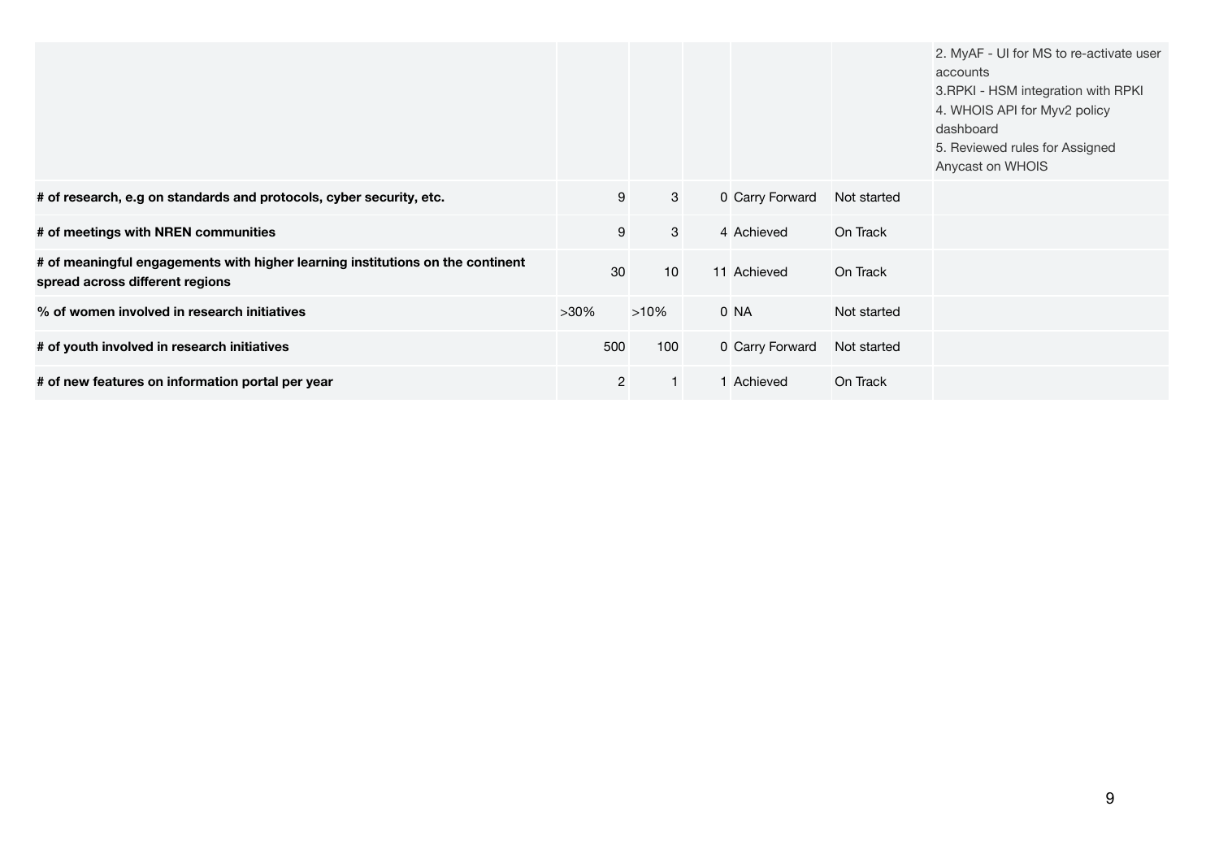| | | | | | | |
|---|---|---|---|---|---|---|
| | | | | | | 2. MyAF - UI for MS to re-activate user accounts<br>3.RPKI - HSM integration with RPKI<br>4. WHOIS API for Myv2 policy dashboard<br>5. Reviewed rules for Assigned Anycast on WHOIS |
| **# of research, e.g on standards and protocols, cyber security, etc.** | 9 | 3 | 0 | Carry Forward | Not started | |
| **# of meetings with NREN communities** | 9 | 3 | 4 | Achieved | On Track | |
| **# of meaningful engagements with higher learning institutions on the continent spread across different regions** | 30 | 10 | 11 | Achieved | On Track | |
| **% of women involved in research initiatives** | >30% | >10% | 0 | NA | Not started | |
| **# of youth involved in research initiatives** | 500 | 100 | 0 | Carry Forward | Not started | |
| **# of new features on information portal per year** | 2 | 1 | 1 | Achieved | On Track | |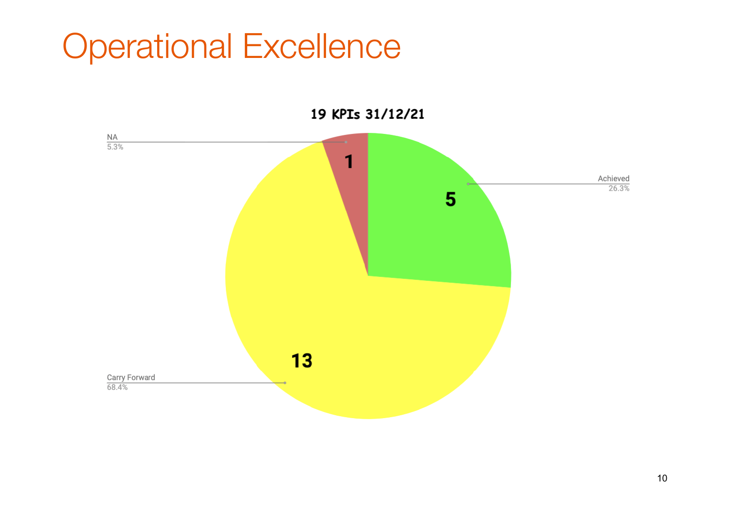# Operational Excellence

**19 KPIs 31/12/21**

| Status | Count | Percentage |
|---|---|---|
| Achieved | 5 | 26.3% |
| Carry Forward | 13 | 68.4% |
| NA | 1 | 5.3% |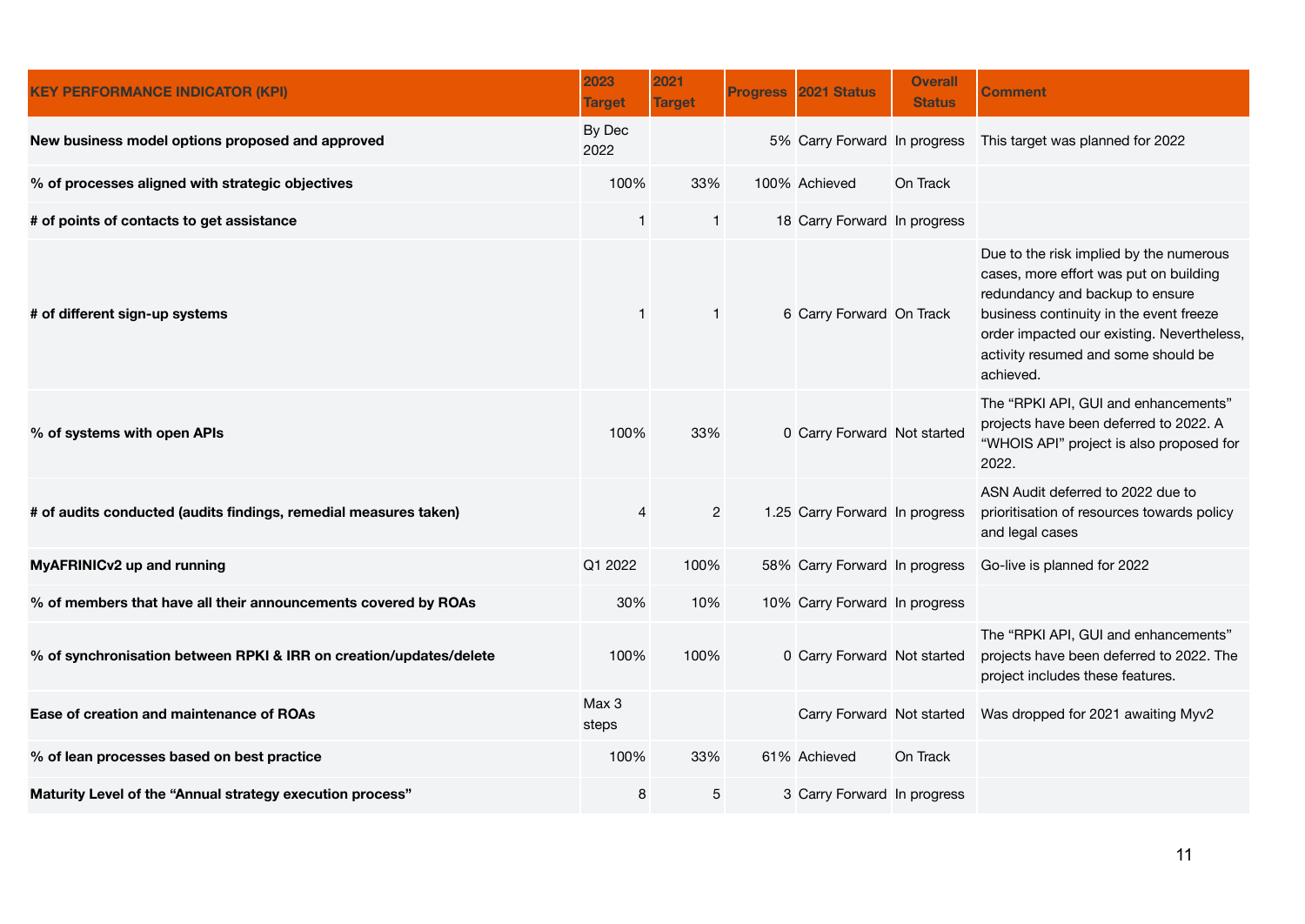| KEY PERFORMANCE INDICATOR (KPI) | 2023 Target | 2021 Target | Progress | 2021 Status | Overall Status | Comment |
|---|---|---|---|---|---|---|
| **New business model options proposed and approved** | By Dec 2022 | | 5% | Carry Forward | In progress | This target was planned for 2022 |
| **% of processes aligned with strategic objectives** | 100% | 33% | 100% | Achieved | On Track | |
| **# of points of contacts to get assistance** | 1 | 1 | 18 | Carry Forward | In progress | |
| **# of different sign-up systems** | 1 | 1 | 6 | Carry Forward | On Track | Due to the risk implied by the numerous cases, more effort was put on building redundancy and backup to ensure business continuity in the event freeze order impacted our existing. Nevertheless, activity resumed and some should be achieved. |
| **% of systems with open APIs** | 100% | 33% | 0 | Carry Forward | Not started | The “RPKI API, GUI and enhancements” projects have been deferred to 2022. A “WHOIS API” project is also proposed for 2022. |
| **# of audits conducted (audits findings, remedial measures taken)** | 4 | 2 | 1.25 | Carry Forward | In progress | ASN Audit deferred to 2022 due to prioritisation of resources towards policy and legal cases |
| **MyAFRINICv2 up and running** | Q1 2022 | 100% | 58% | Carry Forward | In progress | Go-live is planned for 2022 |
| **% of members that have all their announcements covered by ROAs** | 30% | 10% | 10% | Carry Forward | In progress | |
| **% of synchronisation between RPKI & IRR on creation/updates/delete** | 100% | 100% | 0 | Carry Forward | Not started | The “RPKI API, GUI and enhancements” projects have been deferred to 2022. The project includes these features. |
| **Ease of creation and maintenance of ROAs** | Max 3 steps | | | Carry Forward | Not started | Was dropped for 2021 awaiting Myv2 |
| **% of lean processes based on best practice** | 100% | 33% | 61% | Achieved | On Track | |
| **Maturity Level of the “Annual strategy execution process”** | 8 | 5 | 3 | Carry Forward | In progress | |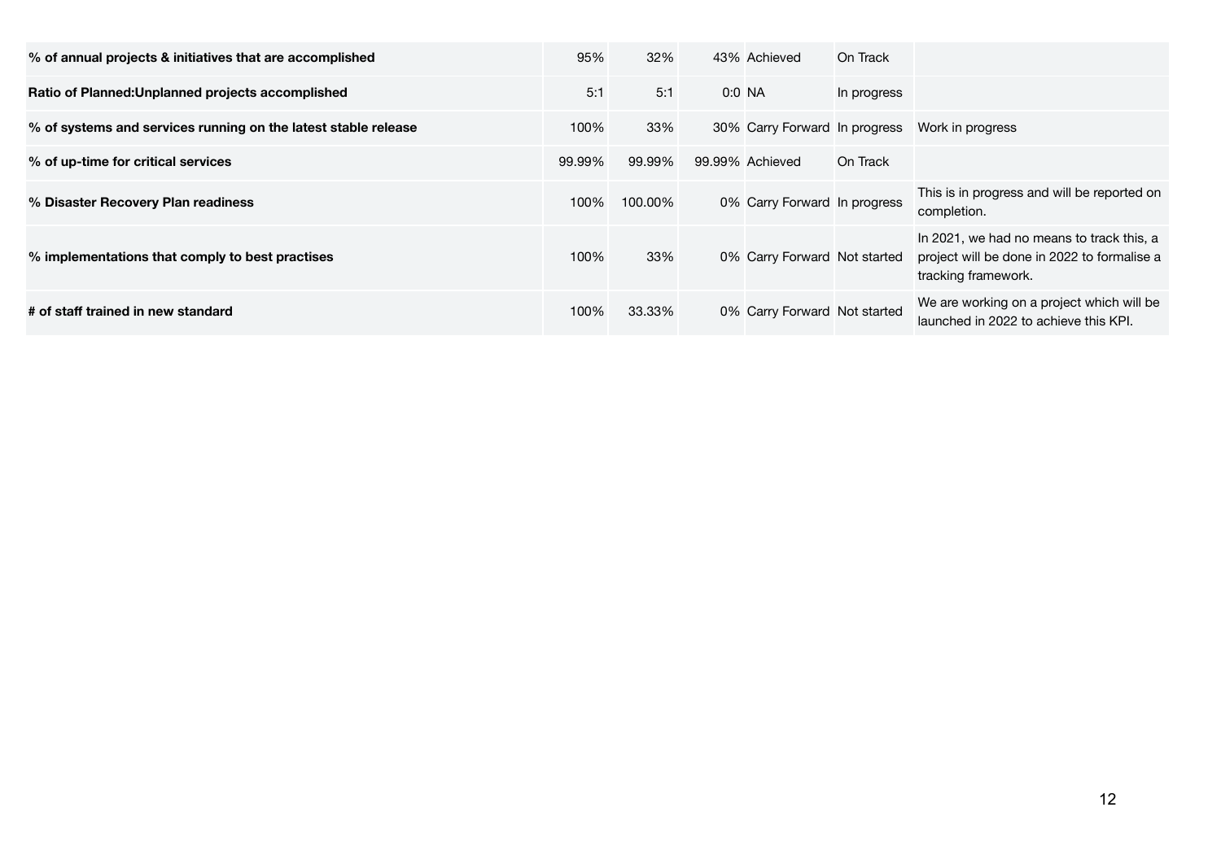| | | | | | | |
|---|---|---|---|---|---|---|
| **% of annual projects & initiatives that are accomplished** | 95% | 32% | 43% | Achieved | On Track | |
| **Ratio of Planned:Unplanned projects accomplished** | 5:1 | 5:1 | 0:0 | NA | In progress | |
| **% of systems and services running on the latest stable release** | 100% | 33% | 30% | Carry Forward | In progress | Work in progress |
| **% of up-time for critical services** | 99.99% | 99.99% | 99.99% | Achieved | On Track | |
| **% Disaster Recovery Plan readiness** | 100% | 100.00% | 0% | Carry Forward | In progress | This is in progress and will be reported on completion. |
| **% implementations that comply to best practises** | 100% | 33% | 0% | Carry Forward | Not started | In 2021, we had no means to track this, a project will be done in 2022 to formalise a tracking framework. |
| **# of staff trained in new standard** | 100% | 33.33% | 0% | Carry Forward | Not started | We are working on a project which will be launched in 2022 to achieve this KPI. |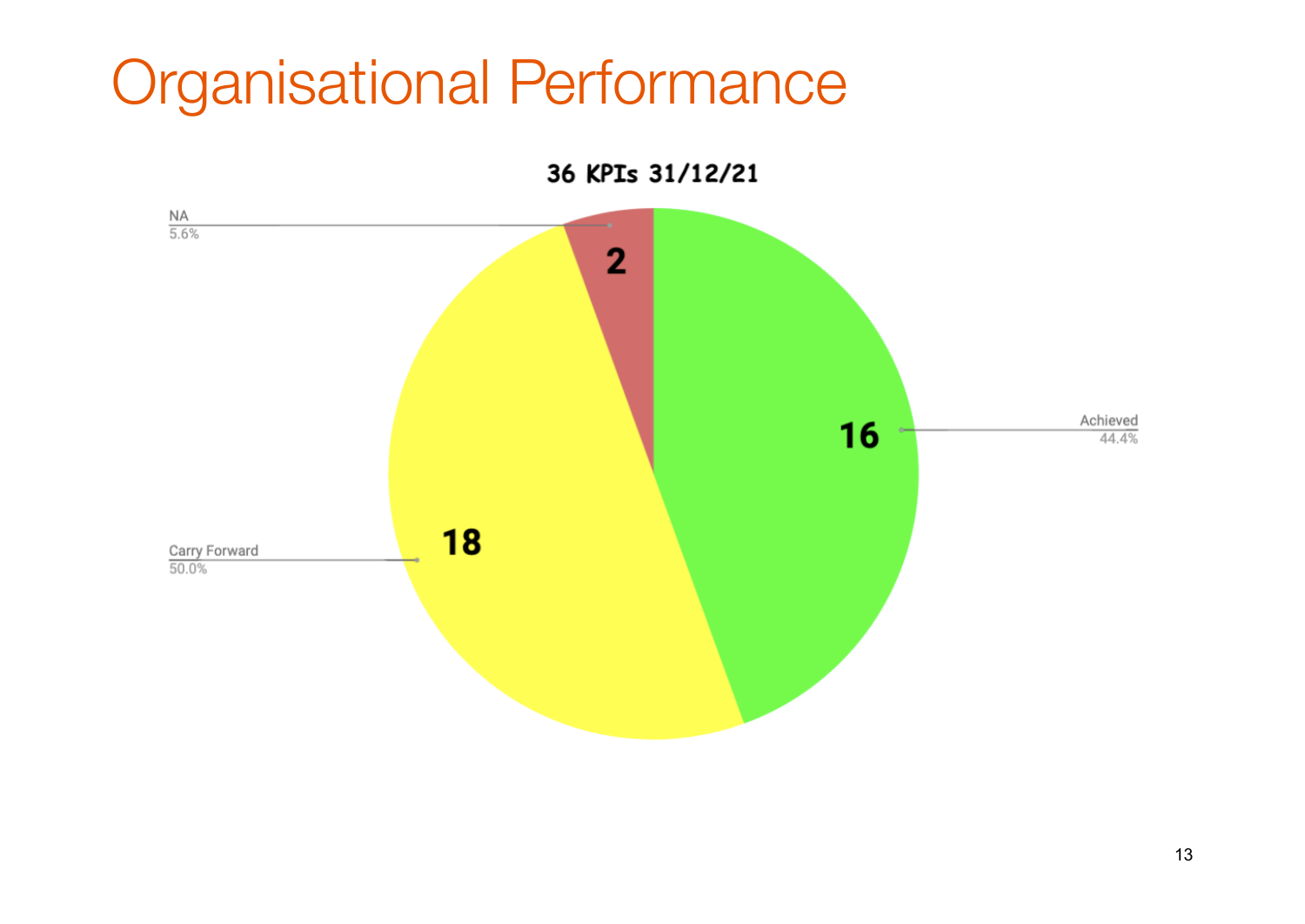# Organisational Performance

**36 KPIs 31/12/21**

| Category | Count | Percentage |
| --- | --- | --- |
| Achieved | 16 | 44.4% |
| Carry Forward | 18 | 50.0% |
| NA | 2 | 5.6% |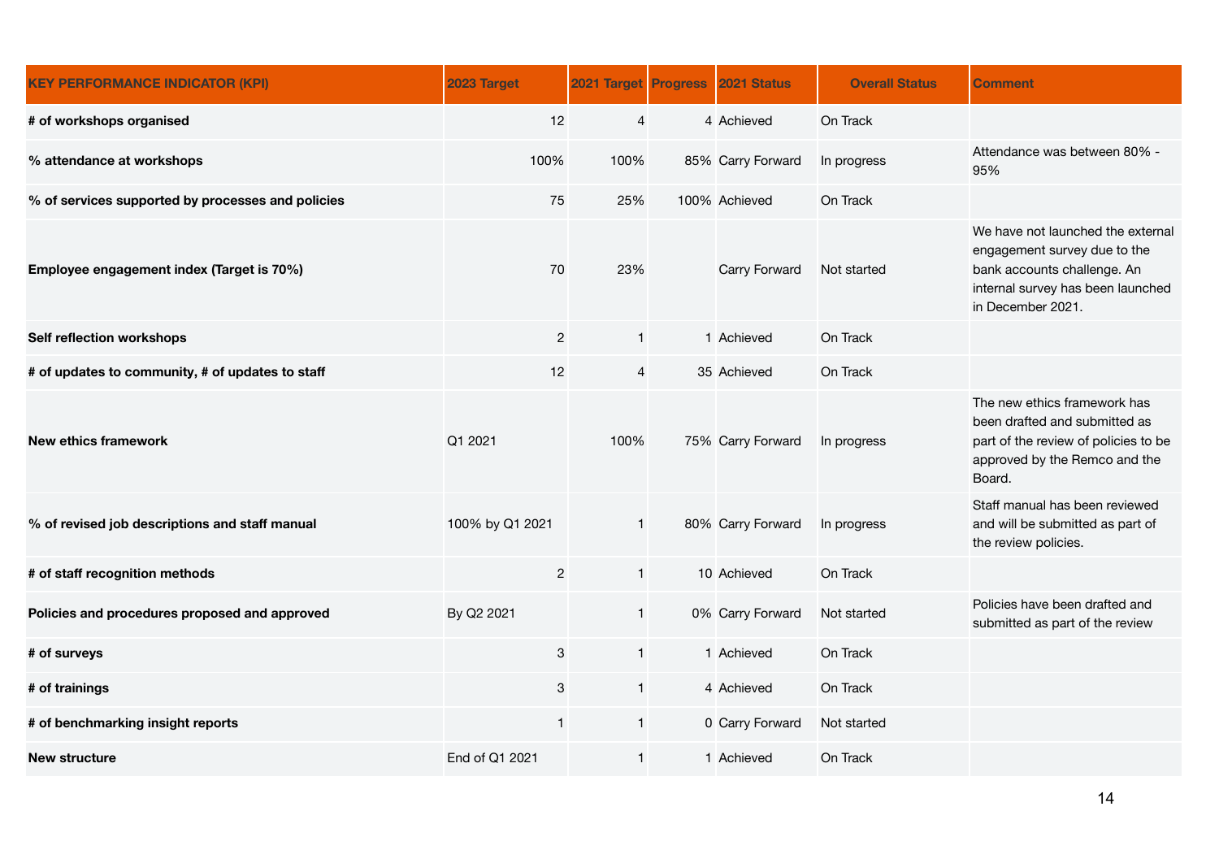| KEY PERFORMANCE INDICATOR (KPI) | 2023 Target | 2021 Target | Progress | 2021 Status | Overall Status | Comment |
|---|---|---|---|---|---|---|
| **# of workshops organised** | 12 | 4 | 4 | Achieved | On Track | |
| **% attendance at workshops** | 100% | 100% | 85% | Carry Forward | In progress | Attendance was between 80% - 95% |
| **% of services supported by processes and policies** | 75 | 25% | 100% | Achieved | On Track | |
| **Employee engagement index (Target is 70%)** | 70 | 23% | | Carry Forward | Not started | We have not launched the external engagement survey due to the bank accounts challenge. An internal survey has been launched in December 2021. |
| **Self reflection workshops** | 2 | 1 | 1 | Achieved | On Track | |
| **# of updates to community, # of updates to staff** | 12 | 4 | 35 | Achieved | On Track | |
| **New ethics framework** | Q1 2021 | 100% | 75% | Carry Forward | In progress | The new ethics framework has been drafted and submitted as part of the review of policies to be approved by the Remco and the Board. |
| **% of revised job descriptions and staff manual** | 100% by Q1 2021 | 1 | 80% | Carry Forward | In progress | Staff manual has been reviewed and will be submitted as part of the review policies. |
| **# of staff recognition methods** | 2 | 1 | 10 | Achieved | On Track | |
| **Policies and procedures proposed and approved** | By Q2 2021 | 1 | 0% | Carry Forward | Not started | Policies have been drafted and submitted as part of the review |
| **# of surveys** | 3 | 1 | 1 | Achieved | On Track | |
| **# of trainings** | 3 | 1 | 4 | Achieved | On Track | |
| **# of benchmarking insight reports** | 1 | 1 | 0 | Carry Forward | Not started | |
| **New structure** | End of Q1 2021 | 1 | 1 | Achieved | On Track | |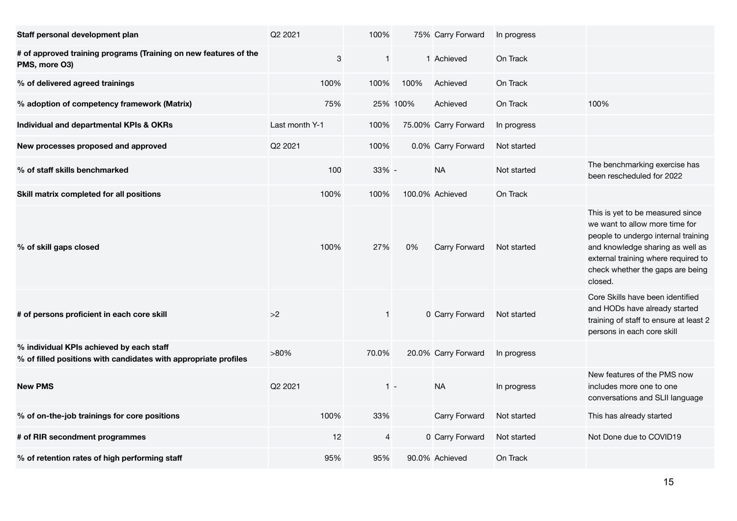| | | | | | | |
|---|---|---|---|---|---|---|
| **Staff personal development plan** | Q2 2021 | 100% | 75% | Carry Forward | In progress | |
| **# of approved training programs (Training on new features of the PMS, more O3)** | 3 | 1 | 1 | Achieved | On Track | |
| **% of delivered agreed trainings** | 100% | 100% | 100% | Achieved | On Track | |
| **% adoption of competency framework (Matrix)** | 75% | 25% | 100% | Achieved | On Track | 100% |
| **Individual and departmental KPIs & OKRs** | Last month Y-1 | 100% | 75.00% | Carry Forward | In progress | |
| **New processes proposed and approved** | Q2 2021 | 100% | 0.0% | Carry Forward | Not started | |
| **% of staff skills benchmarked** | 100 | 33% | - | NA | Not started | The benchmarking exercise has been rescheduled for 2022 |
| **Skill matrix completed for all positions** | 100% | 100% | 100.0% | Achieved | On Track | |
| **% of skill gaps closed** | 100% | 27% | 0% | Carry Forward | Not started | This is yet to be measured since we want to allow more time for people to undergo internal training and knowledge sharing as well as external training where required to check whether the gaps are being closed. |
| **# of persons proficient in each core skill** | >2 | 1 | 0 | Carry Forward | Not started | Core Skills have been identified and HODs have already started training of staff to ensure at least 2 persons in each core skill |
| **% individual KPIs achieved by each staff**<br>**% of filled positions with candidates with appropriate profiles** | >80% | 70.0% | 20.0% | Carry Forward | In progress | |
| **New PMS** | Q2 2021 | 1 | - | NA | In progress | New features of the PMS now includes more one to one conversations and SLII language |
| **% of on-the-job trainings for core positions** | 100% | 33% | | Carry Forward | Not started | This has already started |
| **# of RIR secondment programmes** | 12 | 4 | 0 | Carry Forward | Not started | Not Done due to COVID19 |
| **% of retention rates of high performing staff** | 95% | 95% | 90.0% | Achieved | On Track | |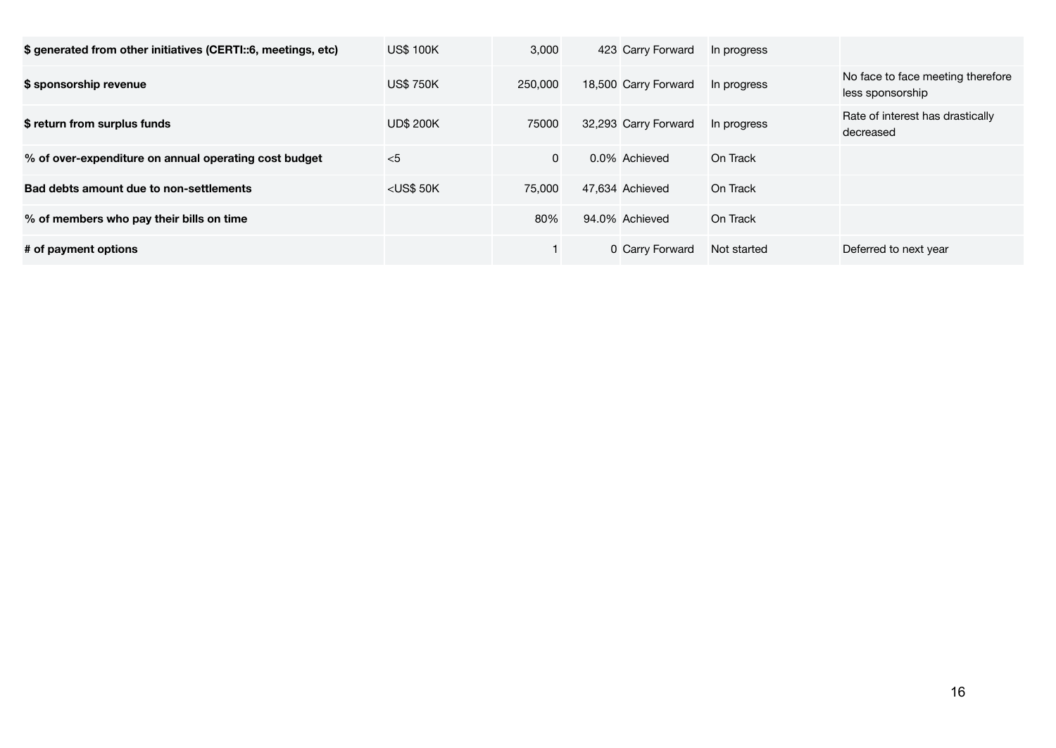| | | | | | | |
|---|---|---|---|---|---|---|
| **$ generated from other initiatives (CERTI::6, meetings, etc)** | US$ 100K | 3,000 | 423 | Carry Forward | In progress | |
| **$ sponsorship revenue** | US$ 750K | 250,000 | 18,500 | Carry Forward | In progress | No face to face meeting therefore less sponsorship |
| **$ return from surplus funds** | UD$ 200K | 75000 | 32,293 | Carry Forward | In progress | Rate of interest has drastically decreased |
| **% of over-expenditure on annual operating cost budget** | <5 | 0 | 0.0% | Achieved | On Track | |
| **Bad debts amount due to non-settlements** | <US$ 50K | 75,000 | 47,634 | Achieved | On Track | |
| **% of members who pay their bills on time** | | 80% | 94.0% | Achieved | On Track | |
| **# of payment options** | | 1 | 0 | Carry Forward | Not started | Deferred to next year |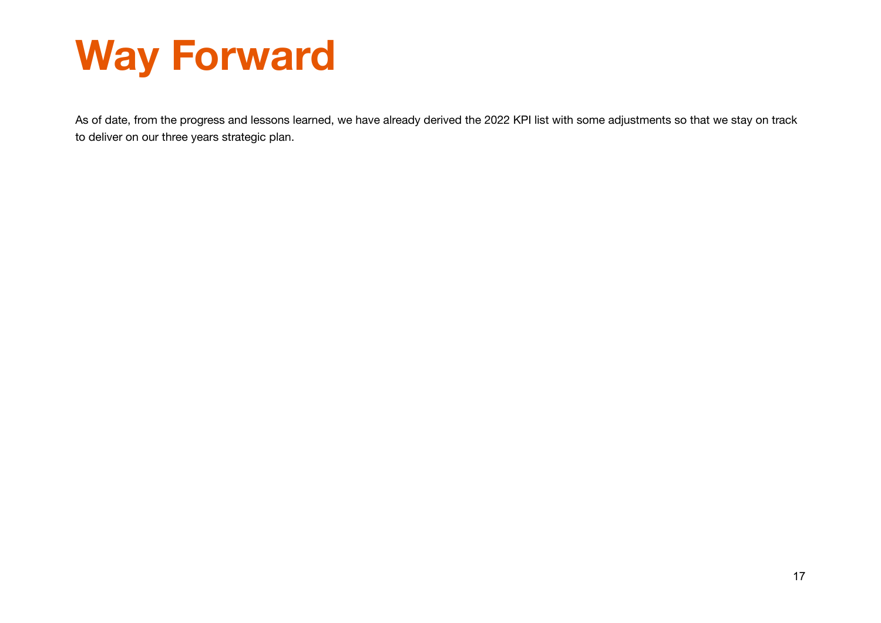# Way Forward

As of date, from the progress and lessons learned, we have already derived the 2022 KPI list with some adjustments so that we stay on track to deliver on our three years strategic plan.